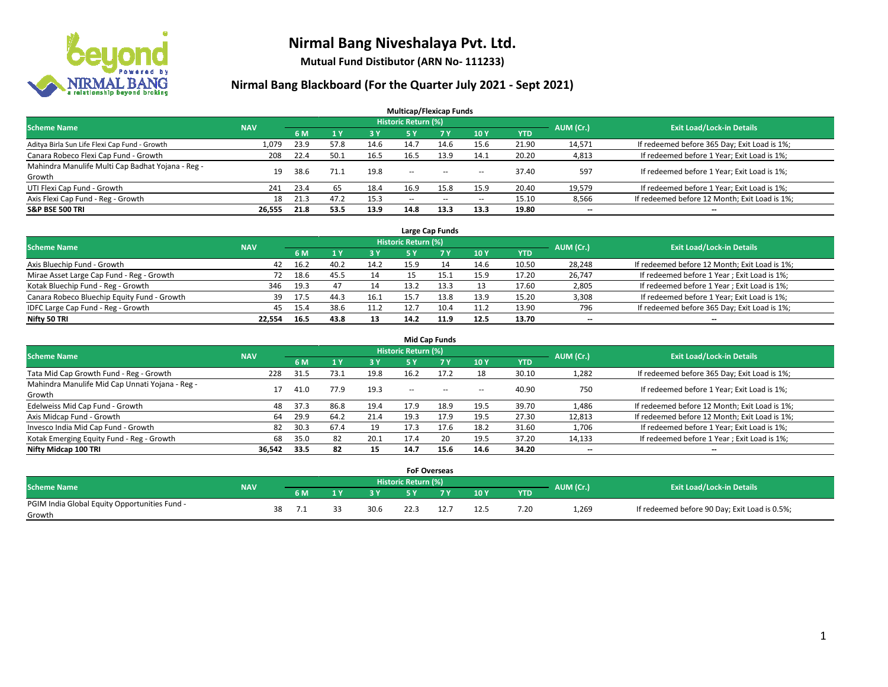# Nirmal Bang Niveshalaya Pvt. Ltd.

**Mutual Fund Distibutor (ARN No- 111233)**

## Nirmal Bang Blackboard (For the Quarter July 2021 - Sept 2021)

### Multicap/Flexicap Funds

| Scheme Name | NAV | Historic Return (%) | | | | | | | AUM (Cr.) | Exit Load/Lock-in Details |
|---|---|---|---|---|---|---|---|---|---|---|
| | | 6 M | 1 Y | 3 Y | 5 Y | 7 Y | 10 Y | YTD | | |
| Aditya Birla Sun Life Flexi Cap Fund - Growth | 1,079 | 23.9 | 57.8 | 14.6 | 14.7 | 14.6 | 15.6 | 21.90 | 14,571 | If redeemed before 365 Day; Exit Load is 1%; |
| Canara Robeco Flexi Cap Fund - Growth | 208 | 22.4 | 50.1 | 16.5 | 16.5 | 13.9 | 14.1 | 20.20 | 4,813 | If redeemed before 1 Year; Exit Load is 1%; |
| Mahindra Manulife Multi Cap Badhat Yojana - Reg - Growth | 19 | 38.6 | 71.1 | 19.8 | -- | -- | -- | 37.40 | 597 | If redeemed before 1 Year; Exit Load is 1%; |
| UTI Flexi Cap Fund - Growth | 241 | 23.4 | 65 | 18.4 | 16.9 | 15.8 | 15.9 | 20.40 | 19,579 | If redeemed before 1 Year; Exit Load is 1%; |
| Axis Flexi Cap Fund - Reg - Growth | 18 | 21.3 | 47.2 | 15.3 | -- | -- | -- | 15.10 | 8,566 | If redeemed before 12 Month; Exit Load is 1%; |
| **S&P BSE 500 TRI** | **26,555** | **21.8** | **53.5** | **13.9** | **14.8** | **13.3** | **13.3** | **19.80** | **--** | **--** |

### Large Cap Funds

| Scheme Name | NAV | Historic Return (%) | | | | | | | AUM (Cr.) | Exit Load/Lock-in Details |
|---|---|---|---|---|---|---|---|---|---|---|
| | | 6 M | 1 Y | 3 Y | 5 Y | 7 Y | 10 Y | YTD | | |
| Axis Bluechip Fund - Growth | 42 | 16.2 | 40.2 | 14.2 | 15.9 | 14 | 14.6 | 10.50 | 28,248 | If redeemed before 12 Month; Exit Load is 1%; |
| Mirae Asset Large Cap Fund - Reg - Growth | 72 | 18.6 | 45.5 | 14 | 15 | 15.1 | 15.9 | 17.20 | 26,747 | If redeemed before 1 Year ; Exit Load is 1%; |
| Kotak Bluechip Fund - Reg - Growth | 346 | 19.3 | 47 | 14 | 13.2 | 13.3 | 13 | 17.60 | 2,805 | If redeemed before 1 Year ; Exit Load is 1%; |
| Canara Robeco Bluechip Equity Fund - Growth | 39 | 17.5 | 44.3 | 16.1 | 15.7 | 13.8 | 13.9 | 15.20 | 3,308 | If redeemed before 1 Year; Exit Load is 1%; |
| IDFC Large Cap Fund - Reg - Growth | 45 | 15.4 | 38.6 | 11.2 | 12.7 | 10.4 | 11.2 | 13.90 | 796 | If redeemed before 365 Day; Exit Load is 1%; |
| **Nifty 50 TRI** | **22,554** | **16.5** | **43.8** | **13** | **14.2** | **11.9** | **12.5** | **13.70** | **--** | **--** |

### Mid Cap Funds

| Scheme Name | NAV | Historic Return (%) | | | | | | | AUM (Cr.) | Exit Load/Lock-in Details |
|---|---|---|---|---|---|---|---|---|---|---|
| | | 6 M | 1 Y | 3 Y | 5 Y | 7 Y | 10 Y | YTD | | |
| Tata Mid Cap Growth Fund - Reg - Growth | 228 | 31.5 | 73.1 | 19.8 | 16.2 | 17.2 | 18 | 30.10 | 1,282 | If redeemed before 365 Day; Exit Load is 1%; |
| Mahindra Manulife Mid Cap Unnati Yojana - Reg - Growth | 17 | 41.0 | 77.9 | 19.3 | -- | -- | -- | 40.90 | 750 | If redeemed before 1 Year; Exit Load is 1%; |
| Edelweiss Mid Cap Fund - Growth | 48 | 37.3 | 86.8 | 19.4 | 17.9 | 18.9 | 19.5 | 39.70 | 1,486 | If redeemed before 12 Month; Exit Load is 1%; |
| Axis Midcap Fund - Growth | 64 | 29.9 | 64.2 | 21.4 | 19.3 | 17.9 | 19.5 | 27.30 | 12,813 | If redeemed before 12 Month; Exit Load is 1%; |
| Invesco India Mid Cap Fund - Growth | 82 | 30.3 | 67.4 | 19 | 17.3 | 17.6 | 18.2 | 31.60 | 1,706 | If redeemed before 1 Year; Exit Load is 1%; |
| Kotak Emerging Equity Fund - Reg - Growth | 68 | 35.0 | 82 | 20.1 | 17.4 | 20 | 19.5 | 37.20 | 14,133 | If redeemed before 1 Year ; Exit Load is 1%; |
| **Nifty Midcap 100 TRI** | **36,542** | **33.5** | **82** | **15** | **14.7** | **15.6** | **14.6** | **34.20** | **--** | **--** |

### FoF Overseas

| Scheme Name | NAV | Historic Return (%) | | | | | | | AUM (Cr.) | Exit Load/Lock-in Details |
|---|---|---|---|---|---|---|---|---|---|---|
| | | 6 M | 1 Y | 3 Y | 5 Y | 7 Y | 10 Y | YTD | | |
| PGIM India Global Equity Opportunities Fund - Growth | 38 | 7.1 | 33 | 30.6 | 22.3 | 12.7 | 12.5 | 7.20 | 1,269 | If redeemed before 90 Day; Exit Load is 0.5%; |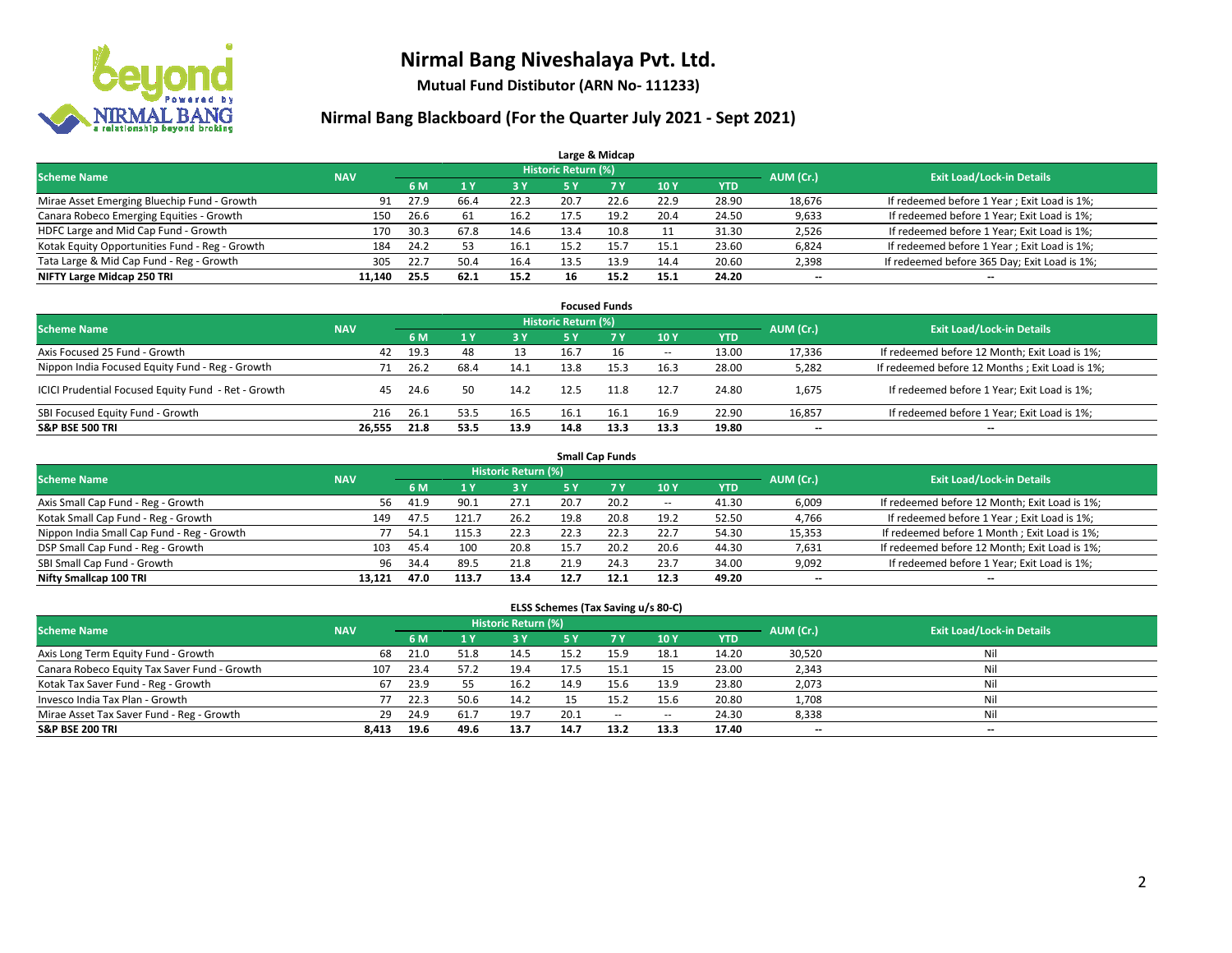# Nirmal Bang Niveshalaya Pvt. Ltd.

**Mutual Fund Distibutor (ARN No- 111233)**

## Nirmal Bang Blackboard (For the Quarter July 2021 - Sept 2021)

### Large & Midcap

| Scheme Name | NAV | Historic Return (%) | | | | | | | AUM (Cr.) | Exit Load/Lock-in Details |
|---|---|---|---|---|---|---|---|---|---|---|
| | | 6 M | 1 Y | 3 Y | 5 Y | 7 Y | 10 Y | YTD | | |
| Mirae Asset Emerging Bluechip Fund - Growth | 91 | 27.9 | 66.4 | 22.3 | 20.7 | 22.6 | 22.9 | 28.90 | 18,676 | If redeemed before 1 Year ; Exit Load is 1%; |
| Canara Robeco Emerging Equities - Growth | 150 | 26.6 | 61 | 16.2 | 17.5 | 19.2 | 20.4 | 24.50 | 9,633 | If redeemed before 1 Year; Exit Load is 1%; |
| HDFC Large and Mid Cap Fund - Growth | 170 | 30.3 | 67.8 | 14.6 | 13.4 | 10.8 | 11 | 31.30 | 2,526 | If redeemed before 1 Year; Exit Load is 1%; |
| Kotak Equity Opportunities Fund - Reg - Growth | 184 | 24.2 | 53 | 16.1 | 15.2 | 15.7 | 15.1 | 23.60 | 6,824 | If redeemed before 1 Year ; Exit Load is 1%; |
| Tata Large & Mid Cap Fund - Reg - Growth | 305 | 22.7 | 50.4 | 16.4 | 13.5 | 13.9 | 14.4 | 20.60 | 2,398 | If redeemed before 365 Day; Exit Load is 1%; |
| **NIFTY Large Midcap 250 TRI** | **11,140** | **25.5** | **62.1** | **15.2** | **16** | **15.2** | **15.1** | **24.20** | -- | -- |

### Focused Funds

| Scheme Name | NAV | Historic Return (%) | | | | | | | AUM (Cr.) | Exit Load/Lock-in Details |
|---|---|---|---|---|---|---|---|---|---|---|
| | | 6 M | 1 Y | 3 Y | 5 Y | 7 Y | 10 Y | YTD | | |
| Axis Focused 25 Fund - Growth | 42 | 19.3 | 48 | 13 | 16.7 | 16 | -- | 13.00 | 17,336 | If redeemed before 12 Month; Exit Load is 1%; |
| Nippon India Focused Equity Fund - Reg - Growth | 71 | 26.2 | 68.4 | 14.1 | 13.8 | 15.3 | 16.3 | 28.00 | 5,282 | If redeemed before 12 Months ; Exit Load is 1%; |
| ICICI Prudential Focused Equity Fund - Ret - Growth | 45 | 24.6 | 50 | 14.2 | 12.5 | 11.8 | 12.7 | 24.80 | 1,675 | If redeemed before 1 Year; Exit Load is 1%; |
| SBI Focused Equity Fund - Growth | 216 | 26.1 | 53.5 | 16.5 | 16.1 | 16.1 | 16.9 | 22.90 | 16,857 | If redeemed before 1 Year; Exit Load is 1%; |
| **S&P BSE 500 TRI** | **26,555** | **21.8** | **53.5** | **13.9** | **14.8** | **13.3** | **13.3** | **19.80** | -- | -- |

### Small Cap Funds

| Scheme Name | NAV | Historic Return (%) | | | | | | | AUM (Cr.) | Exit Load/Lock-in Details |
|---|---|---|---|---|---|---|---|---|---|---|
| | | 6 M | 1 Y | 3 Y | 5 Y | 7 Y | 10 Y | YTD | | |
| Axis Small Cap Fund - Reg - Growth | 56 | 41.9 | 90.1 | 27.1 | 20.7 | 20.2 | -- | 41.30 | 6,009 | If redeemed before 12 Month; Exit Load is 1%; |
| Kotak Small Cap Fund - Reg - Growth | 149 | 47.5 | 121.7 | 26.2 | 19.8 | 20.8 | 19.2 | 52.50 | 4,766 | If redeemed before 1 Year ; Exit Load is 1%; |
| Nippon India Small Cap Fund - Reg - Growth | 77 | 54.1 | 115.3 | 22.3 | 22.3 | 22.3 | 22.7 | 54.30 | 15,353 | If redeemed before 1 Month ; Exit Load is 1%; |
| DSP Small Cap Fund - Reg - Growth | 103 | 45.4 | 100 | 20.8 | 15.7 | 20.2 | 20.6 | 44.30 | 7,631 | If redeemed before 12 Month; Exit Load is 1%; |
| SBI Small Cap Fund - Growth | 96 | 34.4 | 89.5 | 21.8 | 21.9 | 24.3 | 23.7 | 34.00 | 9,092 | If redeemed before 1 Year; Exit Load is 1%; |
| **Nifty Smallcap 100 TRI** | **13,121** | **47.0** | **113.7** | **13.4** | **12.7** | **12.1** | **12.3** | **49.20** | -- | -- |

### ELSS Schemes (Tax Saving u/s 80-C)

| Scheme Name | NAV | Historic Return (%) | | | | | | | AUM (Cr.) | Exit Load/Lock-in Details |
|---|---|---|---|---|---|---|---|---|---|---|
| | | 6 M | 1 Y | 3 Y | 5 Y | 7 Y | 10 Y | YTD | | |
| Axis Long Term Equity Fund - Growth | 68 | 21.0 | 51.8 | 14.5 | 15.2 | 15.9 | 18.1 | 14.20 | 30,520 | Nil |
| Canara Robeco Equity Tax Saver Fund - Growth | 107 | 23.4 | 57.2 | 19.4 | 17.5 | 15.1 | 15 | 23.00 | 2,343 | Nil |
| Kotak Tax Saver Fund - Reg - Growth | 67 | 23.9 | 55 | 16.2 | 14.9 | 15.6 | 13.9 | 23.80 | 2,073 | Nil |
| Invesco India Tax Plan - Growth | 77 | 22.3 | 50.6 | 14.2 | 15 | 15.2 | 15.6 | 20.80 | 1,708 | Nil |
| Mirae Asset Tax Saver Fund - Reg - Growth | 29 | 24.9 | 61.7 | 19.7 | 20.1 | -- | -- | 24.30 | 8,338 | Nil |
| **S&P BSE 200 TRI** | **8,413** | **19.6** | **49.6** | **13.7** | **14.7** | **13.2** | **13.3** | **17.40** | -- | -- |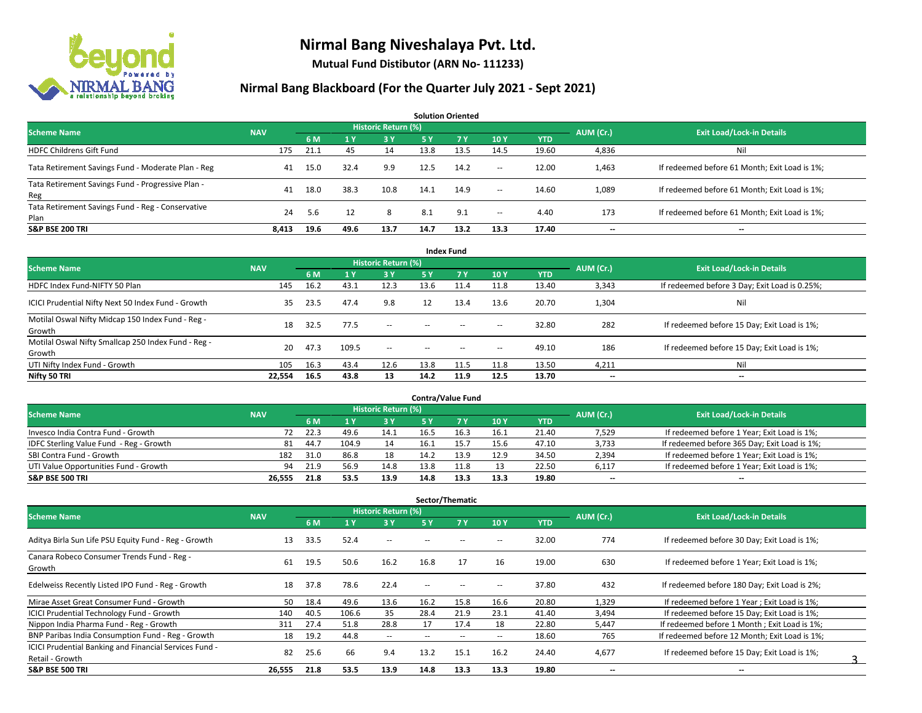# Nirmal Bang Niveshalaya Pvt. Ltd.

**Mutual Fund Distibutor (ARN No- 111233)**

## Nirmal Bang Blackboard (For the Quarter July 2021 - Sept 2021)

### Solution Oriented

| Scheme Name | NAV | Historic Return (%) | | | | | | | AUM (Cr.) | Exit Load/Lock-in Details |
|---|---|---|---|---|---|---|---|---|---|---|
| | | 6 M | 1 Y | 3 Y | 5 Y | 7 Y | 10 Y | YTD | | |
| HDFC Childrens Gift Fund | 175 | 21.1 | 45 | 14 | 13.8 | 13.5 | 14.5 | 19.60 | 4,836 | Nil |
| Tata Retirement Savings Fund - Moderate Plan - Reg | 41 | 15.0 | 32.4 | 9.9 | 12.5 | 14.2 | -- | 12.00 | 1,463 | If redeemed before 61 Month; Exit Load is 1%; |
| Tata Retirement Savings Fund - Progressive Plan - Reg | 41 | 18.0 | 38.3 | 10.8 | 14.1 | 14.9 | -- | 14.60 | 1,089 | If redeemed before 61 Month; Exit Load is 1%; |
| Tata Retirement Savings Fund - Reg - Conservative Plan | 24 | 5.6 | 12 | 8 | 8.1 | 9.1 | -- | 4.40 | 173 | If redeemed before 61 Month; Exit Load is 1%; |
| **S&P BSE 200 TRI** | **8,413** | **19.6** | **49.6** | **13.7** | **14.7** | **13.2** | **13.3** | **17.40** | **--** | **--** |

### Index Fund

| Scheme Name | NAV | Historic Return (%) | | | | | | | AUM (Cr.) | Exit Load/Lock-in Details |
|---|---|---|---|---|---|---|---|---|---|---|
| | | 6 M | 1 Y | 3 Y | 5 Y | 7 Y | 10 Y | YTD | | |
| HDFC Index Fund-NIFTY 50 Plan | 145 | 16.2 | 43.1 | 12.3 | 13.6 | 11.4 | 11.8 | 13.40 | 3,343 | If redeemed before 3 Day; Exit Load is 0.25%; |
| ICICI Prudential Nifty Next 50 Index Fund - Growth | 35 | 23.5 | 47.4 | 9.8 | 12 | 13.4 | 13.6 | 20.70 | 1,304 | Nil |
| Motilal Oswal Nifty Midcap 150 Index Fund - Reg - Growth | 18 | 32.5 | 77.5 | -- | -- | -- | -- | 32.80 | 282 | If redeemed before 15 Day; Exit Load is 1%; |
| Motilal Oswal Nifty Smallcap 250 Index Fund - Reg - Growth | 20 | 47.3 | 109.5 | -- | -- | -- | -- | 49.10 | 186 | If redeemed before 15 Day; Exit Load is 1%; |
| UTI Nifty Index Fund - Growth | 105 | 16.3 | 43.4 | 12.6 | 13.8 | 11.5 | 11.8 | 13.50 | 4,211 | Nil |
| **Nifty 50 TRI** | **22,554** | **16.5** | **43.8** | **13** | **14.2** | **11.9** | **12.5** | **13.70** | **--** | **--** |

### Contra/Value Fund

| Scheme Name | NAV | Historic Return (%) | | | | | | | AUM (Cr.) | Exit Load/Lock-in Details |
|---|---|---|---|---|---|---|---|---|---|---|
| | | 6 M | 1 Y | 3 Y | 5 Y | 7 Y | 10 Y | YTD | | |
| Invesco India Contra Fund - Growth | 72 | 22.3 | 49.6 | 14.1 | 16.5 | 16.3 | 16.1 | 21.40 | 7,529 | If redeemed before 1 Year; Exit Load is 1%; |
| IDFC Sterling Value Fund - Reg - Growth | 81 | 44.7 | 104.9 | 14 | 16.1 | 15.7 | 15.6 | 47.10 | 3,733 | If redeemed before 365 Day; Exit Load is 1%; |
| SBI Contra Fund - Growth | 182 | 31.0 | 86.8 | 18 | 14.2 | 13.9 | 12.9 | 34.50 | 2,394 | If redeemed before 1 Year; Exit Load is 1%; |
| UTI Value Opportunities Fund - Growth | 94 | 21.9 | 56.9 | 14.8 | 13.8 | 11.8 | 13 | 22.50 | 6,117 | If redeemed before 1 Year; Exit Load is 1%; |
| **S&P BSE 500 TRI** | **26,555** | **21.8** | **53.5** | **13.9** | **14.8** | **13.3** | **13.3** | **19.80** | **--** | **--** |

### Sector/Thematic

| Scheme Name | NAV | Historic Return (%) | | | | | | | AUM (Cr.) | Exit Load/Lock-in Details |
|---|---|---|---|---|---|---|---|---|---|---|
| | | 6 M | 1 Y | 3 Y | 5 Y | 7 Y | 10 Y | YTD | | |
| Aditya Birla Sun Life PSU Equity Fund - Reg - Growth | 13 | 33.5 | 52.4 | -- | -- | -- | -- | 32.00 | 774 | If redeemed before 30 Day; Exit Load is 1%; |
| Canara Robeco Consumer Trends Fund - Reg - Growth | 61 | 19.5 | 50.6 | 16.2 | 16.8 | 17 | 16 | 19.00 | 630 | If redeemed before 1 Year; Exit Load is 1%; |
| Edelweiss Recently Listed IPO Fund - Reg - Growth | 18 | 37.8 | 78.6 | 22.4 | -- | -- | -- | 37.80 | 432 | If redeemed before 180 Day; Exit Load is 2%; |
| Mirae Asset Great Consumer Fund - Growth | 50 | 18.4 | 49.6 | 13.6 | 16.2 | 15.8 | 16.6 | 20.80 | 1,329 | If redeemed before 1 Year ; Exit Load is 1%; |
| ICICI Prudential Technology Fund - Growth | 140 | 40.5 | 106.6 | 35 | 28.4 | 21.9 | 23.1 | 41.40 | 3,494 | If redeemed before 15 Day; Exit Load is 1%; |
| Nippon India Pharma Fund - Reg - Growth | 311 | 27.4 | 51.8 | 28.8 | 17 | 17.4 | 18 | 22.80 | 5,447 | If redeemed before 1 Month ; Exit Load is 1%; |
| BNP Paribas India Consumption Fund - Reg - Growth | 18 | 19.2 | 44.8 | -- | -- | -- | -- | 18.60 | 765 | If redeemed before 12 Month; Exit Load is 1%; |
| ICICI Prudential Banking and Financial Services Fund - Retail - Growth | 82 | 25.6 | 66 | 9.4 | 13.2 | 15.1 | 16.2 | 24.40 | 4,677 | If redeemed before 15 Day; Exit Load is 1%; |
| **S&P BSE 500 TRI** | **26,555** | **21.8** | **53.5** | **13.9** | **14.8** | **13.3** | **13.3** | **19.80** | **--** | **--** |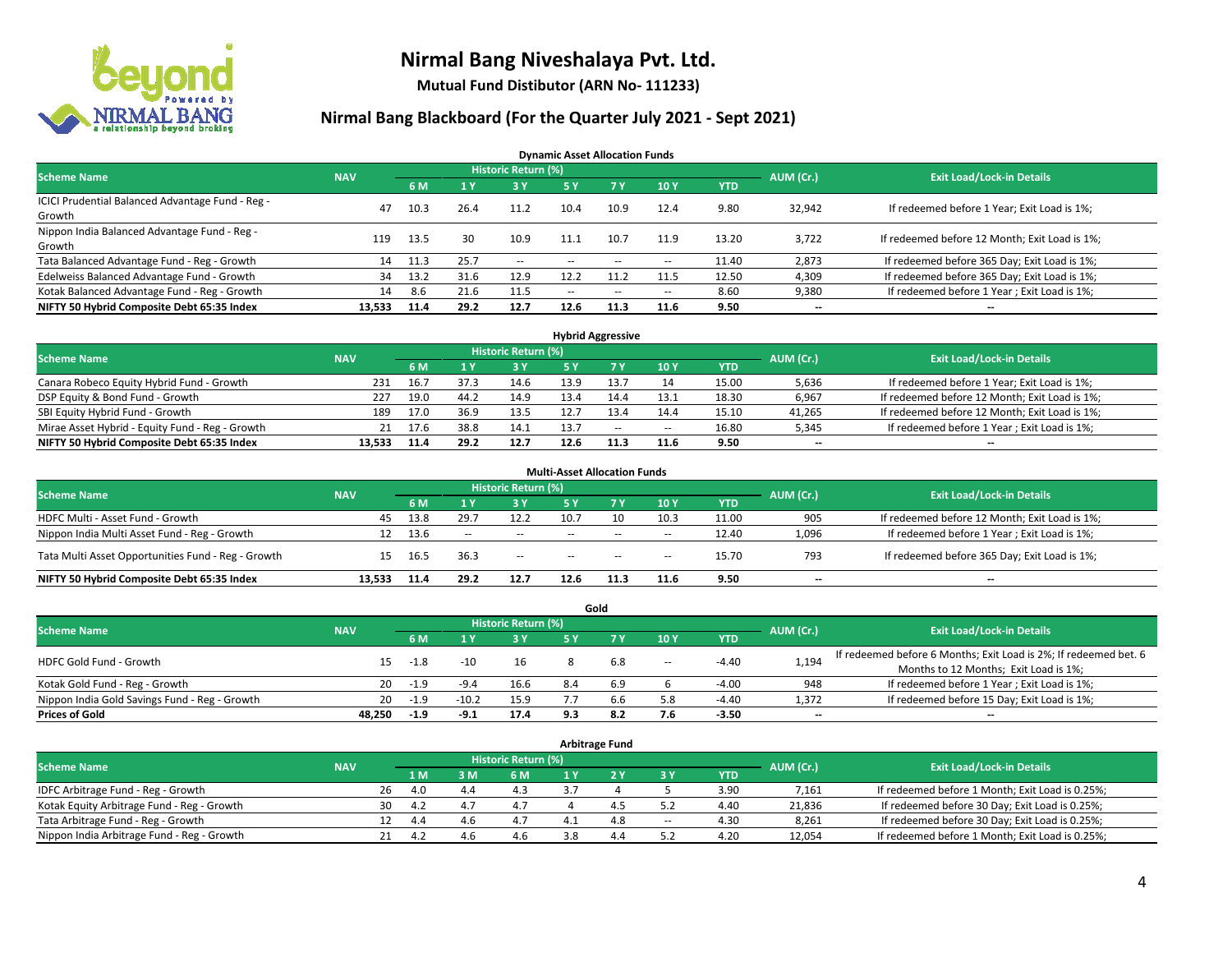# Nirmal Bang Niveshalaya Pvt. Ltd.

**Mutual Fund Distibutor (ARN No- 111233)**

## Nirmal Bang Blackboard (For the Quarter July 2021 - Sept 2021)

### Dynamic Asset Allocation Funds

| Scheme Name | NAV | Historic Return (%) | | | | | | | AUM (Cr.) | Exit Load/Lock-in Details |
|---|---|---|---|---|---|---|---|---|---|---|
| | | 6 M | 1 Y | 3 Y | 5 Y | 7 Y | 10 Y | YTD | | |
| ICICI Prudential Balanced Advantage Fund - Reg - Growth | 47 | 10.3 | 26.4 | 11.2 | 10.4 | 10.9 | 12.4 | 9.80 | 32,942 | If redeemed before 1 Year; Exit Load is 1%; |
| Nippon India Balanced Advantage Fund - Reg - Growth | 119 | 13.5 | 30 | 10.9 | 11.1 | 10.7 | 11.9 | 13.20 | 3,722 | If redeemed before 12 Month; Exit Load is 1%; |
| Tata Balanced Advantage Fund - Reg - Growth | 14 | 11.3 | 25.7 | -- | -- | -- | -- | 11.40 | 2,873 | If redeemed before 365 Day; Exit Load is 1%; |
| Edelweiss Balanced Advantage Fund - Growth | 34 | 13.2 | 31.6 | 12.9 | 12.2 | 11.2 | 11.5 | 12.50 | 4,309 | If redeemed before 365 Day; Exit Load is 1%; |
| Kotak Balanced Advantage Fund - Reg - Growth | 14 | 8.6 | 21.6 | 11.5 | -- | -- | -- | 8.60 | 9,380 | If redeemed before 1 Year ; Exit Load is 1%; |
| **NIFTY 50 Hybrid Composite Debt 65:35 Index** | **13,533** | **11.4** | **29.2** | **12.7** | **12.6** | **11.3** | **11.6** | **9.50** | **--** | **--** |

### Hybrid Aggressive

| Scheme Name | NAV | Historic Return (%) | | | | | | | AUM (Cr.) | Exit Load/Lock-in Details |
|---|---|---|---|---|---|---|---|---|---|---|
| | | 6 M | 1 Y | 3 Y | 5 Y | 7 Y | 10 Y | YTD | | |
| Canara Robeco Equity Hybrid Fund - Growth | 231 | 16.7 | 37.3 | 14.6 | 13.9 | 13.7 | 14 | 15.00 | 5,636 | If redeemed before 1 Year; Exit Load is 1%; |
| DSP Equity & Bond Fund - Growth | 227 | 19.0 | 44.2 | 14.9 | 13.4 | 14.4 | 13.1 | 18.30 | 6,967 | If redeemed before 12 Month; Exit Load is 1%; |
| SBI Equity Hybrid Fund - Growth | 189 | 17.0 | 36.9 | 13.5 | 12.7 | 13.4 | 14.4 | 15.10 | 41,265 | If redeemed before 12 Month; Exit Load is 1%; |
| Mirae Asset Hybrid - Equity Fund - Reg - Growth | 21 | 17.6 | 38.8 | 14.1 | 13.7 | -- | -- | 16.80 | 5,345 | If redeemed before 1 Year ; Exit Load is 1%; |
| **NIFTY 50 Hybrid Composite Debt 65:35 Index** | **13,533** | **11.4** | **29.2** | **12.7** | **12.6** | **11.3** | **11.6** | **9.50** | **--** | **--** |

### Multi-Asset Allocation Funds

| Scheme Name | NAV | Historic Return (%) | | | | | | | AUM (Cr.) | Exit Load/Lock-in Details |
|---|---|---|---|---|---|---|---|---|---|---|
| | | 6 M | 1 Y | 3 Y | 5 Y | 7 Y | 10 Y | YTD | | |
| HDFC Multi - Asset Fund - Growth | 45 | 13.8 | 29.7 | 12.2 | 10.7 | 10 | 10.3 | 11.00 | 905 | If redeemed before 12 Month; Exit Load is 1%; |
| Nippon India Multi Asset Fund - Reg - Growth | 12 | 13.6 | -- | -- | -- | -- | -- | 12.40 | 1,096 | If redeemed before 1 Year ; Exit Load is 1%; |
| Tata Multi Asset Opportunities Fund - Reg - Growth | 15 | 16.5 | 36.3 | -- | -- | -- | -- | 15.70 | 793 | If redeemed before 365 Day; Exit Load is 1%; |
| **NIFTY 50 Hybrid Composite Debt 65:35 Index** | **13,533** | **11.4** | **29.2** | **12.7** | **12.6** | **11.3** | **11.6** | **9.50** | **--** | **--** |

### Gold

| Scheme Name | NAV | Historic Return (%) | | | | | | | AUM (Cr.) | Exit Load/Lock-in Details |
|---|---|---|---|---|---|---|---|---|---|---|
| | | 6 M | 1 Y | 3 Y | 5 Y | 7 Y | 10 Y | YTD | | |
| HDFC Gold Fund - Growth | 15 | -1.8 | -10 | 16 | 8 | 6.8 | -- | -4.40 | 1,194 | If redeemed before 6 Months; Exit Load is 2%; If redeemed bet. 6 Months to 12 Months; Exit Load is 1%; |
| Kotak Gold Fund - Reg - Growth | 20 | -1.9 | -9.4 | 16.6 | 8.4 | 6.9 | 6 | -4.00 | 948 | If redeemed before 1 Year ; Exit Load is 1%; |
| Nippon India Gold Savings Fund - Reg - Growth | 20 | -1.9 | -10.2 | 15.9 | 7.7 | 6.6 | 5.8 | -4.40 | 1,372 | If redeemed before 15 Day; Exit Load is 1%; |
| **Prices of Gold** | **48,250** | **-1.9** | **-9.1** | **17.4** | **9.3** | **8.2** | **7.6** | **-3.50** | **--** | **--** |

### Arbitrage Fund

| Scheme Name | NAV | Historic Return (%) | | | | | | | AUM (Cr.) | Exit Load/Lock-in Details |
|---|---|---|---|---|---|---|---|---|---|---|
| | | 1 M | 3 M | 6 M | 1 Y | 2 Y | 3 Y | YTD | | |
| IDFC Arbitrage Fund - Reg - Growth | 26 | 4.0 | 4.4 | 4.3 | 3.7 | 4 | 5 | 3.90 | 7,161 | If redeemed before 1 Month; Exit Load is 0.25%; |
| Kotak Equity Arbitrage Fund - Reg - Growth | 30 | 4.2 | 4.7 | 4.7 | 4 | 4.5 | 5.2 | 4.40 | 21,836 | If redeemed before 30 Day; Exit Load is 0.25%; |
| Tata Arbitrage Fund - Reg - Growth | 12 | 4.4 | 4.6 | 4.7 | 4.1 | 4.8 | -- | 4.30 | 8,261 | If redeemed before 30 Day; Exit Load is 0.25%; |
| Nippon India Arbitrage Fund - Reg - Growth | 21 | 4.2 | 4.6 | 4.6 | 3.8 | 4.4 | 5.2 | 4.20 | 12,054 | If redeemed before 1 Month; Exit Load is 0.25%; |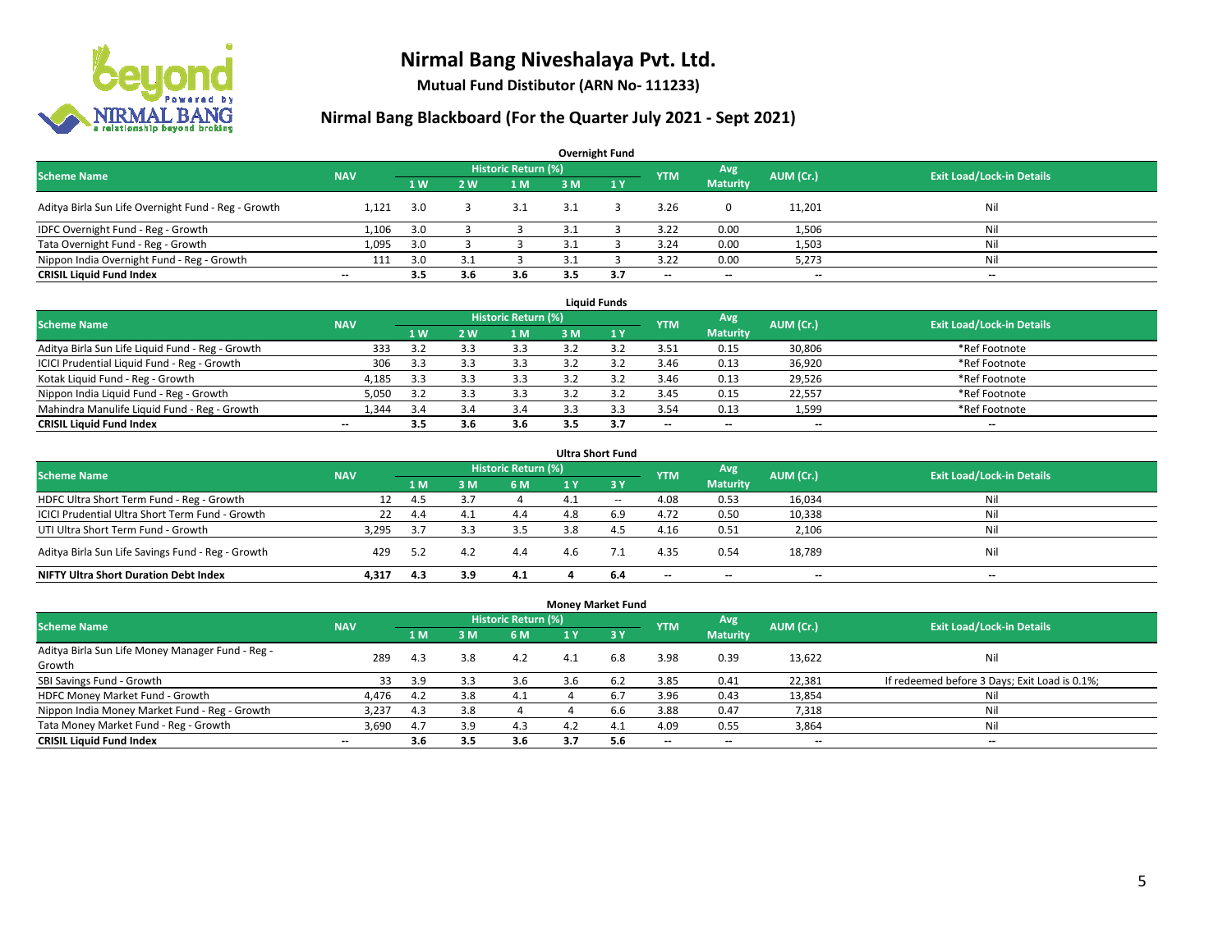# Nirmal Bang Niveshalaya Pvt. Ltd.

**Mutual Fund Distibutor (ARN No- 111233)**

## Nirmal Bang Blackboard (For the Quarter July 2021 - Sept 2021)

### Overnight Fund

| Scheme Name | NAV | Historic Return (%) | | | | | YTM | Avg Maturity | AUM (Cr.) | Exit Load/Lock-in Details |
|---|---|---|---|---|---|---|---|---|---|---|
| | | 1 W | 2 W | 1 M | 3 M | 1 Y | | | | |
| Aditya Birla Sun Life Overnight Fund - Reg - Growth | 1,121 | 3.0 | 3 | 3.1 | 3.1 | 3 | 3.26 | 0 | 11,201 | Nil |
| IDFC Overnight Fund - Reg - Growth | 1,106 | 3.0 | 3 | 3 | 3.1 | 3 | 3.22 | 0.00 | 1,506 | Nil |
| Tata Overnight Fund - Reg - Growth | 1,095 | 3.0 | 3 | 3 | 3.1 | 3 | 3.24 | 0.00 | 1,503 | Nil |
| Nippon India Overnight Fund - Reg - Growth | 111 | 3.0 | 3.1 | 3 | 3.1 | 3 | 3.22 | 0.00 | 5,273 | Nil |
| **CRISIL Liquid Fund Index** | -- | **3.5** | **3.6** | **3.6** | **3.5** | **3.7** | -- | -- | -- | -- |

### Liquid Funds

| Scheme Name | NAV | Historic Return (%) | | | | | YTM | Avg Maturity | AUM (Cr.) | Exit Load/Lock-in Details |
|---|---|---|---|---|---|---|---|---|---|---|
| | | 1 W | 2 W | 1 M | 3 M | 1 Y | | | | |
| Aditya Birla Sun Life Liquid Fund - Reg - Growth | 333 | 3.2 | 3.3 | 3.3 | 3.2 | 3.2 | 3.51 | 0.15 | 30,806 | *Ref Footnote |
| ICICI Prudential Liquid Fund - Reg - Growth | 306 | 3.3 | 3.3 | 3.3 | 3.2 | 3.2 | 3.46 | 0.13 | 36,920 | *Ref Footnote |
| Kotak Liquid Fund - Reg - Growth | 4,185 | 3.3 | 3.3 | 3.3 | 3.2 | 3.2 | 3.46 | 0.13 | 29,526 | *Ref Footnote |
| Nippon India Liquid Fund - Reg - Growth | 5,050 | 3.2 | 3.3 | 3.3 | 3.2 | 3.2 | 3.45 | 0.15 | 22,557 | *Ref Footnote |
| Mahindra Manulife Liquid Fund - Reg - Growth | 1,344 | 3.4 | 3.4 | 3.4 | 3.3 | 3.3 | 3.54 | 0.13 | 1,599 | *Ref Footnote |
| **CRISIL Liquid Fund Index** | -- | **3.5** | **3.6** | **3.6** | **3.5** | **3.7** | -- | -- | -- | -- |

### Ultra Short Fund

| Scheme Name | NAV | Historic Return (%) | | | | | YTM | Avg Maturity | AUM (Cr.) | Exit Load/Lock-in Details |
|---|---|---|---|---|---|---|---|---|---|---|
| | | 1 M | 3 M | 6 M | 1 Y | 3 Y | | | | |
| HDFC Ultra Short Term Fund - Reg - Growth | 12 | 4.5 | 3.7 | 4 | 4.1 | -- | 4.08 | 0.53 | 16,034 | Nil |
| ICICI Prudential Ultra Short Term Fund - Growth | 22 | 4.4 | 4.1 | 4.4 | 4.8 | 6.9 | 4.72 | 0.50 | 10,338 | Nil |
| UTI Ultra Short Term Fund - Growth | 3,295 | 3.7 | 3.3 | 3.5 | 3.8 | 4.5 | 4.16 | 0.51 | 2,106 | Nil |
| Aditya Birla Sun Life Savings Fund - Reg - Growth | 429 | 5.2 | 4.2 | 4.4 | 4.6 | 7.1 | 4.35 | 0.54 | 18,789 | Nil |
| **NIFTY Ultra Short Duration Debt Index** | **4,317** | **4.3** | **3.9** | **4.1** | **4** | **6.4** | -- | -- | -- | -- |

### Money Market Fund

| Scheme Name | NAV | Historic Return (%) | | | | | YTM | Avg Maturity | AUM (Cr.) | Exit Load/Lock-in Details |
|---|---|---|---|---|---|---|---|---|---|---|
| | | 1 M | 3 M | 6 M | 1 Y | 3 Y | | | | |
| Aditya Birla Sun Life Money Manager Fund - Reg - Growth | 289 | 4.3 | 3.8 | 4.2 | 4.1 | 6.8 | 3.98 | 0.39 | 13,622 | Nil |
| SBI Savings Fund - Growth | 33 | 3.9 | 3.3 | 3.6 | 3.6 | 6.2 | 3.85 | 0.41 | 22,381 | If redeemed before 3 Days; Exit Load is 0.1%; |
| HDFC Money Market Fund - Growth | 4,476 | 4.2 | 3.8 | 4.1 | 4 | 6.7 | 3.96 | 0.43 | 13,854 | Nil |
| Nippon India Money Market Fund - Reg - Growth | 3,237 | 4.3 | 3.8 | 4 | 4 | 6.6 | 3.88 | 0.47 | 7,318 | Nil |
| Tata Money Market Fund - Reg - Growth | 3,690 | 4.7 | 3.9 | 4.3 | 4.2 | 4.1 | 4.09 | 0.55 | 3,864 | Nil |
| **CRISIL Liquid Fund Index** | -- | **3.6** | **3.5** | **3.6** | **3.7** | **5.6** | -- | -- | -- | -- |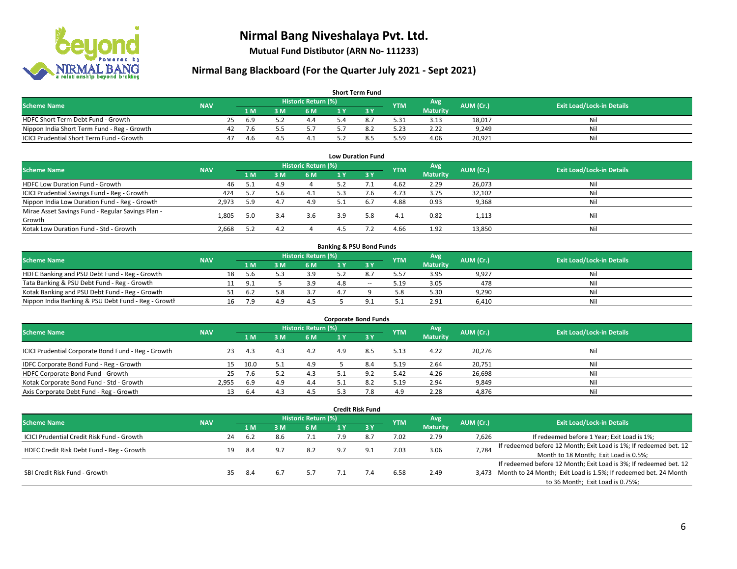# Nirmal Bang Niveshalaya Pvt. Ltd.

**Mutual Fund Distibutor (ARN No- 111233)**

## Nirmal Bang Blackboard (For the Quarter July 2021 - Sept 2021)

### Short Term Fund

| Scheme Name | NAV | Historic Return (%) | | | | | YTM | Avg Maturity | AUM (Cr.) | Exit Load/Lock-in Details |
|---|---|---|---|---|---|---|---|---|---|---|
| | | 1 M | 3 M | 6 M | 1 Y | 3 Y | | | | |
| HDFC Short Term Debt Fund - Growth | 25 | 6.9 | 5.2 | 4.4 | 5.4 | 8.7 | 5.31 | 3.13 | 18,017 | Nil |
| Nippon India Short Term Fund - Reg - Growth | 42 | 7.6 | 5.5 | 5.7 | 5.7 | 8.2 | 5.23 | 2.22 | 9,249 | Nil |
| ICICI Prudential Short Term Fund - Growth | 47 | 4.6 | 4.5 | 4.1 | 5.2 | 8.5 | 5.59 | 4.06 | 20,921 | Nil |

### Low Duration Fund

| Scheme Name | NAV | Historic Return (%) | | | | | YTM | Avg Maturity | AUM (Cr.) | Exit Load/Lock-in Details |
|---|---|---|---|---|---|---|---|---|---|---|
| | | 1 M | 3 M | 6 M | 1 Y | 3 Y | | | | |
| HDFC Low Duration Fund - Growth | 46 | 5.1 | 4.9 | 4 | 5.2 | 7.1 | 4.62 | 2.29 | 26,073 | Nil |
| ICICI Prudential Savings Fund - Reg - Growth | 424 | 5.7 | 5.6 | 4.1 | 5.3 | 7.6 | 4.73 | 3.75 | 32,102 | Nil |
| Nippon India Low Duration Fund - Reg - Growth | 2,973 | 5.9 | 4.7 | 4.9 | 5.1 | 6.7 | 4.88 | 0.93 | 9,368 | Nil |
| Mirae Asset Savings Fund - Regular Savings Plan - Growth | 1,805 | 5.0 | 3.4 | 3.6 | 3.9 | 5.8 | 4.1 | 0.82 | 1,113 | Nil |
| Kotak Low Duration Fund - Std - Growth | 2,668 | 5.2 | 4.2 | 4 | 4.5 | 7.2 | 4.66 | 1.92 | 13,850 | Nil |

### Banking & PSU Bond Funds

| Scheme Name | NAV | Historic Return (%) | | | | | YTM | Avg Maturity | AUM (Cr.) | Exit Load/Lock-in Details |
|---|---|---|---|---|---|---|---|---|---|---|
| | | 1 M | 3 M | 6 M | 1 Y | 3 Y | | | | |
| HDFC Banking and PSU Debt Fund - Reg - Growth | 18 | 5.6 | 5.3 | 3.9 | 5.2 | 8.7 | 5.57 | 3.95 | 9,927 | Nil |
| Tata Banking & PSU Debt Fund - Reg - Growth | 11 | 9.1 | 5 | 3.9 | 4.8 | -- | 5.19 | 3.05 | 478 | Nil |
| Kotak Banking and PSU Debt Fund - Reg - Growth | 51 | 6.2 | 5.8 | 3.7 | 4.7 | 9 | 5.8 | 5.30 | 9,290 | Nil |
| Nippon India Banking & PSU Debt Fund - Reg - Growth | 16 | 7.9 | 4.9 | 4.5 | 5 | 9.1 | 5.1 | 2.91 | 6,410 | Nil |

### Corporate Bond Funds

| Scheme Name | NAV | Historic Return (%) | | | | | YTM | Avg Maturity | AUM (Cr.) | Exit Load/Lock-in Details |
|---|---|---|---|---|---|---|---|---|---|---|
| | | 1 M | 3 M | 6 M | 1 Y | 3 Y | | | | |
| ICICI Prudential Corporate Bond Fund - Reg - Growth | 23 | 4.3 | 4.3 | 4.2 | 4.9 | 8.5 | 5.13 | 4.22 | 20,276 | Nil |
| IDFC Corporate Bond Fund - Reg - Growth | 15 | 10.0 | 5.1 | 4.9 | 5 | 8.4 | 5.19 | 2.64 | 20,751 | Nil |
| HDFC Corporate Bond Fund - Growth | 25 | 7.6 | 5.2 | 4.3 | 5.1 | 9.2 | 5.42 | 4.26 | 26,698 | Nil |
| Kotak Corporate Bond Fund - Std - Growth | 2,955 | 6.9 | 4.9 | 4.4 | 5.1 | 8.2 | 5.19 | 2.94 | 9,849 | Nil |
| Axis Corporate Debt Fund - Reg - Growth | 13 | 6.4 | 4.3 | 4.5 | 5.3 | 7.8 | 4.9 | 2.28 | 4,876 | Nil |

### Credit Risk Fund

| Scheme Name | NAV | Historic Return (%) | | | | | YTM | Avg Maturity | AUM (Cr.) | Exit Load/Lock-in Details |
|---|---|---|---|---|---|---|---|---|---|---|
| | | 1 M | 3 M | 6 M | 1 Y | 3 Y | | | | |
| ICICI Prudential Credit Risk Fund - Growth | 24 | 6.2 | 8.6 | 7.1 | 7.9 | 8.7 | 7.02 | 2.79 | 7,626 | If redeemed before 1 Year; Exit Load is 1%; |
| HDFC Credit Risk Debt Fund - Reg - Growth | 19 | 8.4 | 9.7 | 8.2 | 9.7 | 9.1 | 7.03 | 3.06 | 7,784 | If redeemed before 12 Month; Exit Load is 1%; If redeemed bet. 12 Month to 18 Month; Exit Load is 0.5%; |
| SBI Credit Risk Fund - Growth | 35 | 8.4 | 6.7 | 5.7 | 7.1 | 7.4 | 6.58 | 2.49 | 3,473 | If redeemed before 12 Month; Exit Load is 3%; If redeemed bet. 12 Month to 24 Month; Exit Load is 1.5%; If redeemed bet. 24 Month to 36 Month; Exit Load is 0.75%; |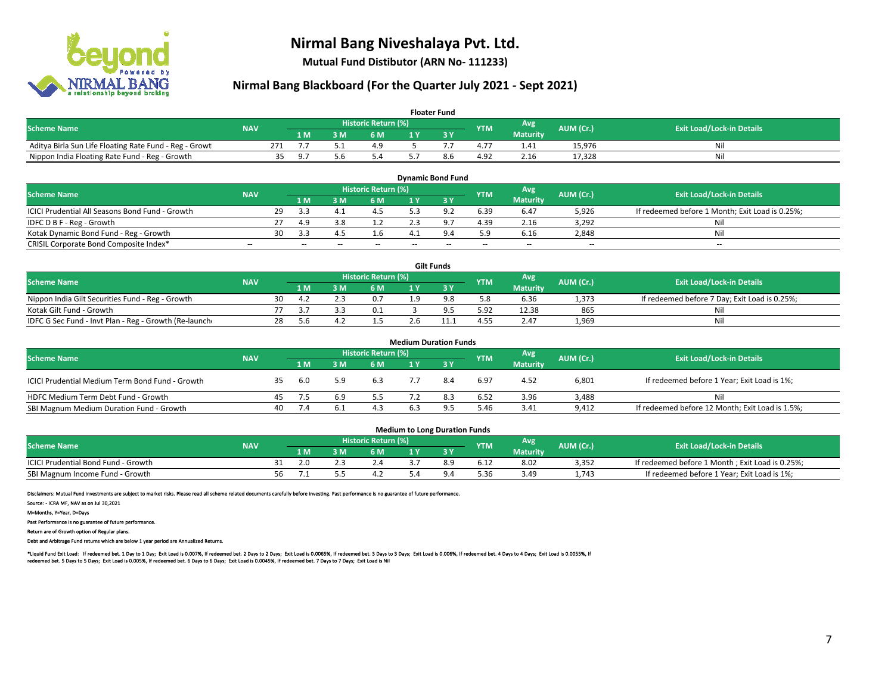# Nirmal Bang Niveshalaya Pvt. Ltd.

**Mutual Fund Distibutor (ARN No- 111233)**

## Nirmal Bang Blackboard (For the Quarter July 2021 - Sept 2021)

### Floater Fund

| Scheme Name | NAV | Historic Return (%) 1 M | 3 M | 6 M | 1 Y | 3 Y | YTM | Avg Maturity | AUM (Cr.) | Exit Load/Lock-in Details |
|---|---|---|---|---|---|---|---|---|---|---|
| Aditya Birla Sun Life Floating Rate Fund - Reg - Growt | 271 | 7.7 | 5.1 | 4.9 | 5 | 7.7 | 4.77 | 1.41 | 15,976 | Nil |
| Nippon India Floating Rate Fund - Reg - Growth | 35 | 9.7 | 5.6 | 5.4 | 5.7 | 8.6 | 4.92 | 2.16 | 17,328 | Nil |

### Dynamic Bond Fund

| Scheme Name | NAV | Historic Return (%) 1 M | 3 M | 6 M | 1 Y | 3 Y | YTM | Avg Maturity | AUM (Cr.) | Exit Load/Lock-in Details |
|---|---|---|---|---|---|---|---|---|---|---|
| ICICI Prudential All Seasons Bond Fund - Growth | 29 | 3.3 | 4.1 | 4.5 | 5.3 | 9.2 | 6.39 | 6.47 | 5,926 | If redeemed before 1 Month; Exit Load is 0.25%; |
| IDFC D B F - Reg - Growth | 27 | 4.9 | 3.8 | 1.2 | 2.3 | 9.7 | 4.39 | 2.16 | 3,292 | Nil |
| Kotak Dynamic Bond Fund - Reg - Growth | 30 | 3.3 | 4.5 | 1.6 | 4.1 | 9.4 | 5.9 | 6.16 | 2,848 | Nil |
| CRISIL Corporate Bond Composite Index* | -- | -- | -- | -- | -- | -- | -- | -- | -- | -- |

### Gilt Funds

| Scheme Name | NAV | Historic Return (%) 1 M | 3 M | 6 M | 1 Y | 3 Y | YTM | Avg Maturity | AUM (Cr.) | Exit Load/Lock-in Details |
|---|---|---|---|---|---|---|---|---|---|---|
| Nippon India Gilt Securities Fund - Reg - Growth | 30 | 4.2 | 2.3 | 0.7 | 1.9 | 9.8 | 5.8 | 6.36 | 1,373 | If redeemed before 7 Day; Exit Load is 0.25%; |
| Kotak Gilt Fund - Growth | 77 | 3.7 | 3.3 | 0.1 | 3 | 9.5 | 5.92 | 12.38 | 865 | Nil |
| IDFC G Sec Fund - Invt Plan - Reg - Growth (Re-launch | 28 | 5.6 | 4.2 | 1.5 | 2.6 | 11.1 | 4.55 | 2.47 | 1,969 | Nil |

### Medium Duration Funds

| Scheme Name | NAV | Historic Return (%) 1 M | 3 M | 6 M | 1 Y | 3 Y | YTM | Avg Maturity | AUM (Cr.) | Exit Load/Lock-in Details |
|---|---|---|---|---|---|---|---|---|---|---|
| ICICI Prudential Medium Term Bond Fund - Growth | 35 | 6.0 | 5.9 | 6.3 | 7.7 | 8.4 | 6.97 | 4.52 | 6,801 | If redeemed before 1 Year; Exit Load is 1%; |
| HDFC Medium Term Debt Fund - Growth | 45 | 7.5 | 6.9 | 5.5 | 7.2 | 8.3 | 6.52 | 3.96 | 3,488 | Nil |
| SBI Magnum Medium Duration Fund - Growth | 40 | 7.4 | 6.1 | 4.3 | 6.3 | 9.5 | 5.46 | 3.41 | 9,412 | If redeemed before 12 Month; Exit Load is 1.5%; |

### Medium to Long Duration Funds

| Scheme Name | NAV | Historic Return (%) 1 M | 3 M | 6 M | 1 Y | 3 Y | YTM | Avg Maturity | AUM (Cr.) | Exit Load/Lock-in Details |
|---|---|---|---|---|---|---|---|---|---|---|
| ICICI Prudential Bond Fund - Growth | 31 | 2.0 | 2.3 | 2.4 | 3.7 | 8.9 | 6.12 | 8.02 | 3,352 | If redeemed before 1 Month ; Exit Load is 0.25%; |
| SBI Magnum Income Fund - Growth | 56 | 7.1 | 5.5 | 4.2 | 5.4 | 9.4 | 5.36 | 3.49 | 1,743 | If redeemed before 1 Year; Exit Load is 1%; |

Disclaimers: Mutual Fund investments are subject to market risks. Please read all scheme related documents carefully before investing. Past performance is no guarantee of future performance.

Source: - ICRA MF, NAV as on Jul 30,2021

M=Months, Y=Year, D=Days

Past Performance is no guarantee of future performance.

Return are of Growth option of Regular plans.

Debt and Arbitrage Fund returns which are below 1 year period are Annualized Returns.

*Liquid Fund Exit Load: If redeemed bet. 1 Day to 1 Day; Exit Load is 0.007%, If redeemed bet. 2 Days to 2 Days; Exit Load is 0.0065%, If redeemed bet. 3 Days to 3 Days; Exit Load is 0.006%, If redeemed bet. 4 Days to 4 Days; Exit Load is 0.0055%, If redeemed bet. 5 Days to 5 Days; Exit Load is 0.005%, If redeemed bet. 6 Days to 6 Days; Exit Load is 0.0045%, If redeemed bet. 7 Days to 7 Days; Exit Load is Nil